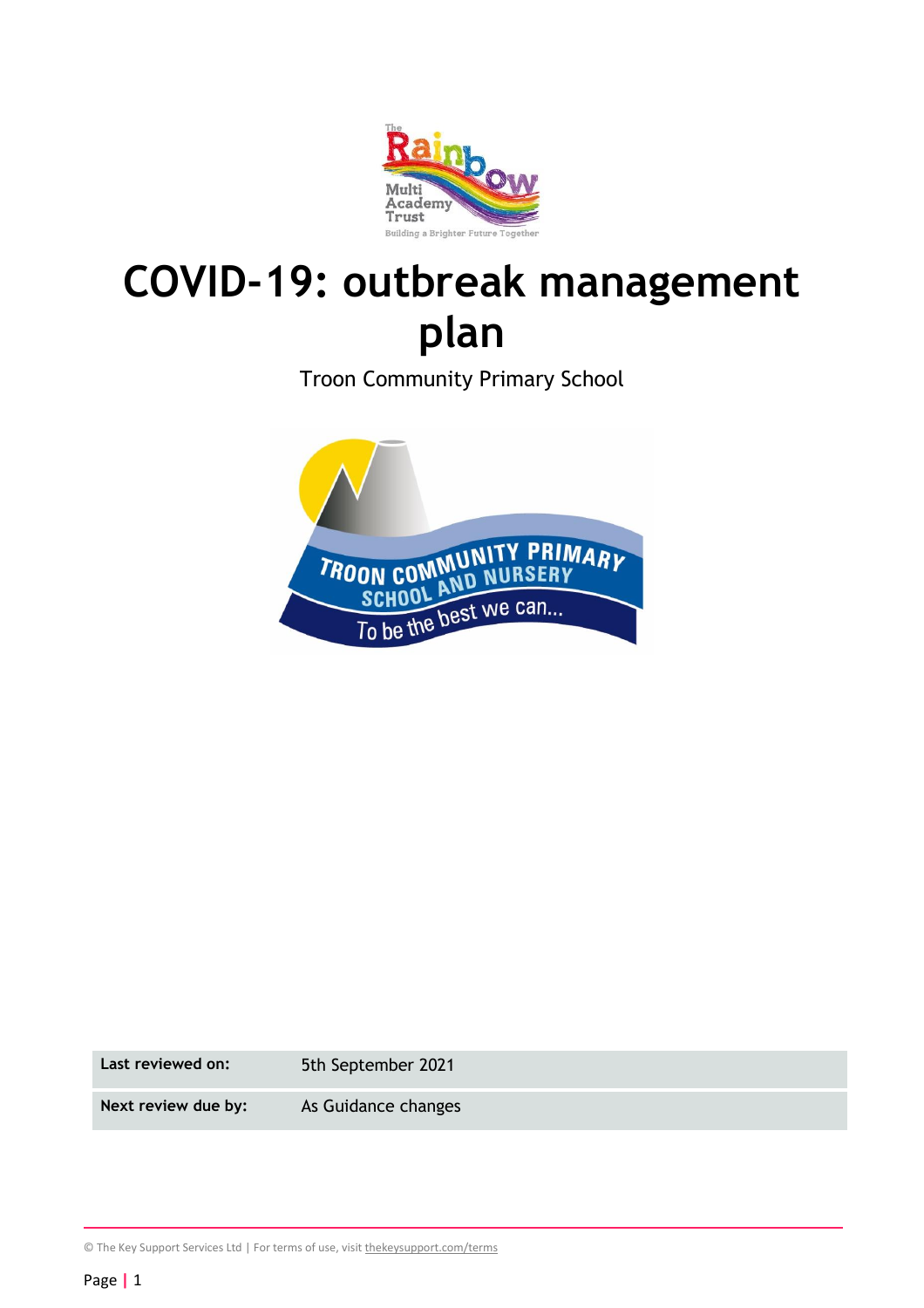# COVID-19: outbreak management plan

Troon Community Primary School

| Last reviewed on: | 5th September 2021 |
| --- | --- |
| Next review due by: | As Guidance changes |

© The Key Support Services Ltd | For terms of use, visit thekeysupport.com/terms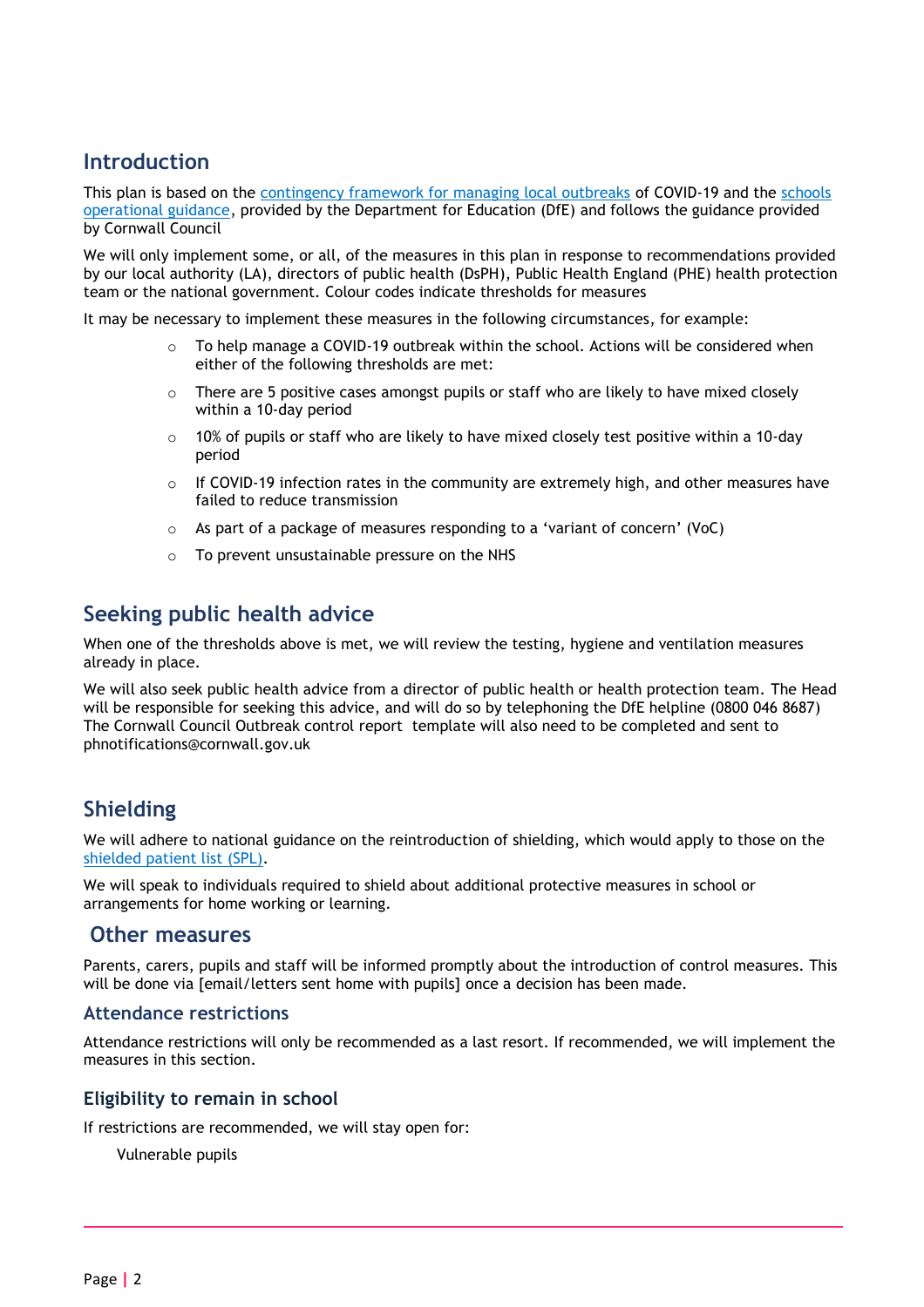## Introduction

This plan is based on the contingency framework for managing local outbreaks of COVID-19 and the schools operational guidance, provided by the Department for Education (DfE) and follows the guidance provided by Cornwall Council

We will only implement some, or all, of the measures in this plan in response to recommendations provided by our local authority (LA), directors of public health (DsPH), Public Health England (PHE) health protection team or the national government. Colour codes indicate thresholds for measures

It may be necessary to implement these measures in the following circumstances, for example:

- To help manage a COVID-19 outbreak within the school. Actions will be considered when either of the following thresholds are met:
- There are 5 positive cases amongst pupils or staff who are likely to have mixed closely within a 10-day period
- 10% of pupils or staff who are likely to have mixed closely test positive within a 10-day period
- If COVID-19 infection rates in the community are extremely high, and other measures have failed to reduce transmission
- As part of a package of measures responding to a 'variant of concern' (VoC)
- To prevent unsustainable pressure on the NHS

## Seeking public health advice

When one of the thresholds above is met, we will review the testing, hygiene and ventilation measures already in place.

We will also seek public health advice from a director of public health or health protection team. The Head will be responsible for seeking this advice, and will do so by telephoning the DfE helpline (0800 046 8687) The Cornwall Council Outbreak control report template will also need to be completed and sent to phnotifications@cornwall.gov.uk

## Shielding

We will adhere to national guidance on the reintroduction of shielding, which would apply to those on the shielded patient list (SPL).

We will speak to individuals required to shield about additional protective measures in school or arrangements for home working or learning.

## Other measures

Parents, carers, pupils and staff will be informed promptly about the introduction of control measures. This will be done via [email/letters sent home with pupils] once a decision has been made.

### Attendance restrictions

Attendance restrictions will only be recommended as a last resort. If recommended, we will implement the measures in this section.

### Eligibility to remain in school

If restrictions are recommended, we will stay open for:

Vulnerable pupils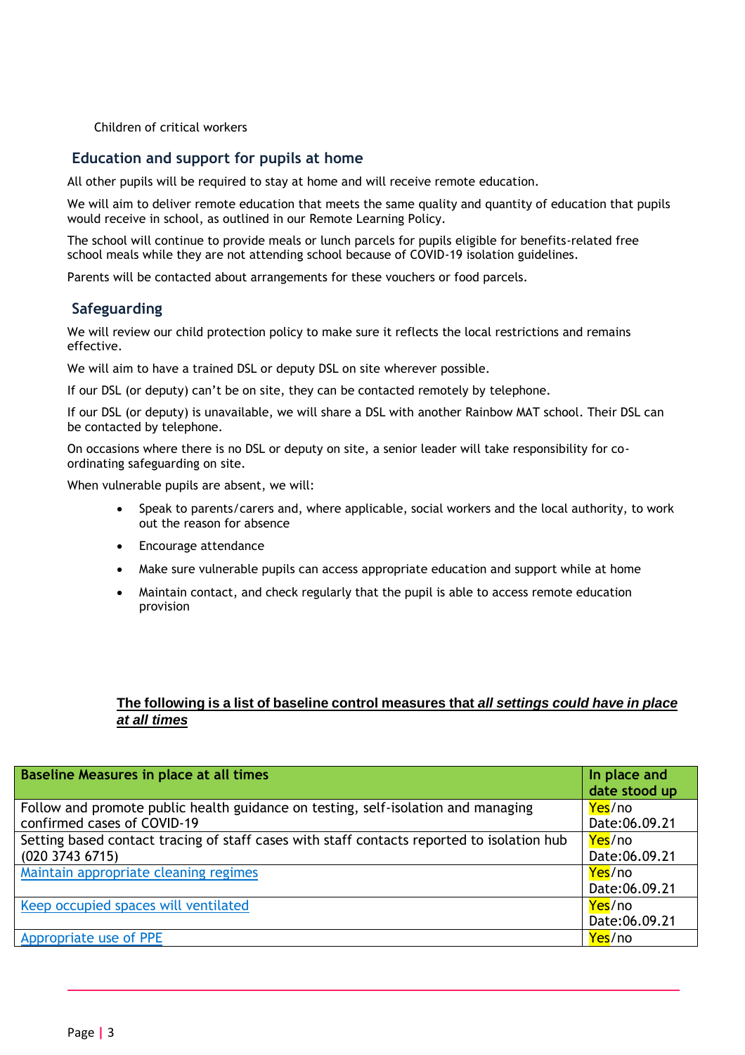Children of critical workers

## Education and support for pupils at home

All other pupils will be required to stay at home and will receive remote education.

We will aim to deliver remote education that meets the same quality and quantity of education that pupils would receive in school, as outlined in our Remote Learning Policy.

The school will continue to provide meals or lunch parcels for pupils eligible for benefits-related free school meals while they are not attending school because of COVID-19 isolation guidelines.

Parents will be contacted about arrangements for these vouchers or food parcels.

## Safeguarding

We will review our child protection policy to make sure it reflects the local restrictions and remains effective.

We will aim to have a trained DSL or deputy DSL on site wherever possible.

If our DSL (or deputy) can't be on site, they can be contacted remotely by telephone.

If our DSL (or deputy) is unavailable, we will share a DSL with another Rainbow MAT school. Their DSL can be contacted by telephone.

On occasions where there is no DSL or deputy on site, a senior leader will take responsibility for co-ordinating safeguarding on site.

When vulnerable pupils are absent, we will:

- Speak to parents/carers and, where applicable, social workers and the local authority, to work out the reason for absence
- Encourage attendance
- Make sure vulnerable pupils can access appropriate education and support while at home
- Maintain contact, and check regularly that the pupil is able to access remote education provision

**The following is a list of baseline control measures that *all settings could have in place at all times***

| Baseline Measures in place at all times | In place and date stood up |
|---|---|
| Follow and promote public health guidance on testing, self-isolation and managing confirmed cases of COVID-19 | Yes/no Date:06.09.21 |
| Setting based contact tracing of staff cases with staff contacts reported to isolation hub (020 3743 6715) | Yes/no Date:06.09.21 |
| [Maintain appropriate cleaning regimes]() | Yes/no Date:06.09.21 |
| [Keep occupied spaces will ventilated]() | Yes/no Date:06.09.21 |
| [Appropriate use of PPE]() | Yes/no |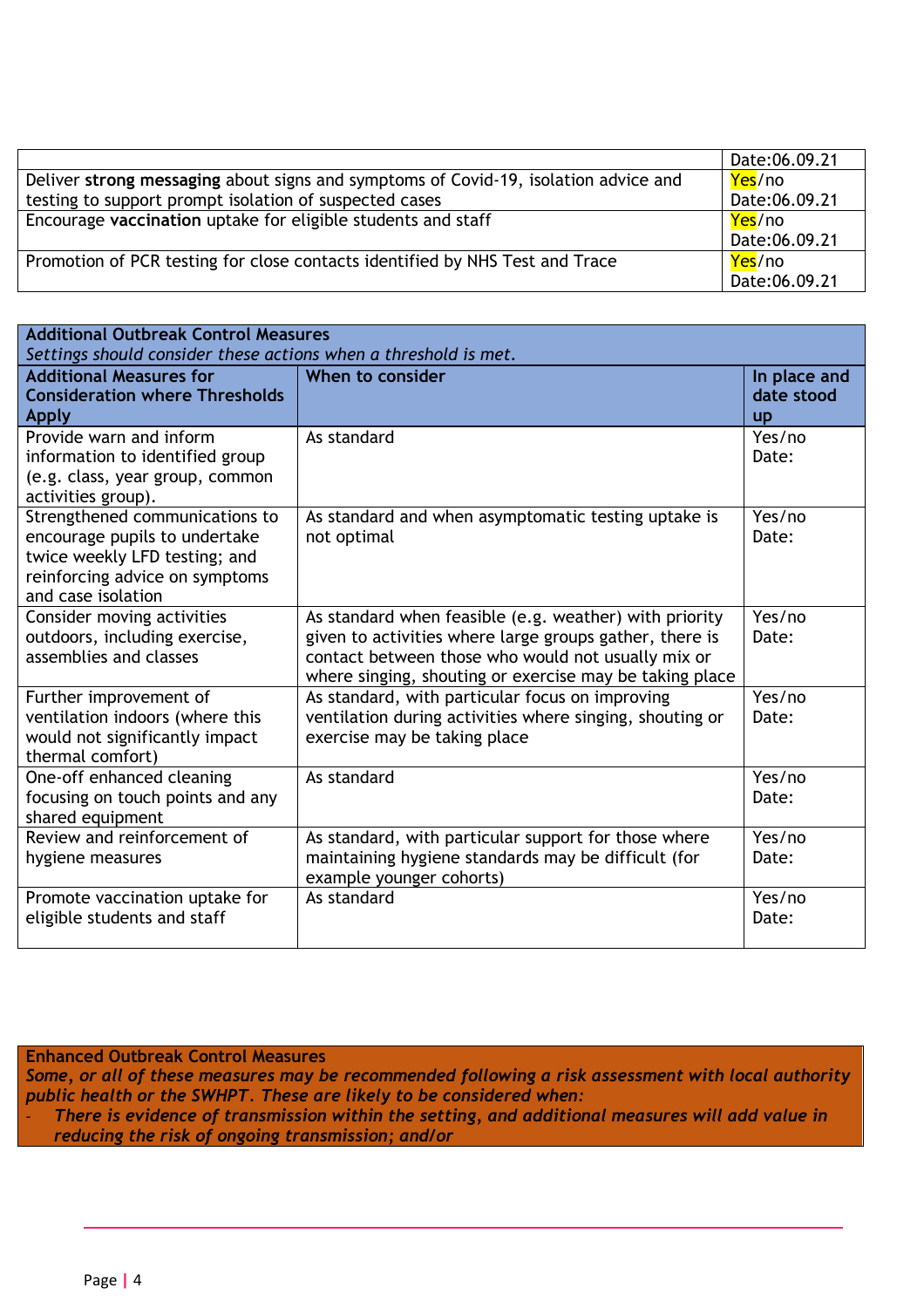| | |
|---|---|
| | Date:06.09.21 |
| Deliver **strong messaging** about signs and symptoms of Covid-19, isolation advice and testing to support prompt isolation of suspected cases | Yes/no<br>Date:06.09.21 |
| Encourage **vaccination** uptake for eligible students and staff | Yes/no<br>Date:06.09.21 |
| Promotion of PCR testing for close contacts identified by NHS Test and Trace | Yes/no<br>Date:06.09.21 |

| **Additional Outbreak Control Measures**<br>*Settings should consider these actions when a threshold is met.* | | |
|---|---|---|
| **Additional Measures for Consideration where Thresholds Apply** | **When to consider** | **In place and date stood up** |
| Provide warn and inform information to identified group (e.g. class, year group, common activities group). | As standard | Yes/no<br>Date: |
| Strengthened communications to encourage pupils to undertake twice weekly LFD testing; and reinforcing advice on symptoms and case isolation | As standard and when asymptomatic testing uptake is not optimal | Yes/no<br>Date: |
| Consider moving activities outdoors, including exercise, assemblies and classes | As standard when feasible (e.g. weather) with priority given to activities where large groups gather, there is contact between those who would not usually mix or where singing, shouting or exercise may be taking place | Yes/no<br>Date: |
| Further improvement of ventilation indoors (where this would not significantly impact thermal comfort) | As standard, with particular focus on improving ventilation during activities where singing, shouting or exercise may be taking place | Yes/no<br>Date: |
| One-off enhanced cleaning focusing on touch points and any shared equipment | As standard | Yes/no<br>Date: |
| Review and reinforcement of hygiene measures | As standard, with particular support for those where maintaining hygiene standards may be difficult (for example younger cohorts) | Yes/no<br>Date: |
| Promote vaccination uptake for eligible students and staff | As standard | Yes/no<br>Date: |

**Enhanced Outbreak Control Measures**

***Some, or all of these measures may be recommended following a risk assessment with local authority public health or the SWHPT. These are likely to be considered when:***

- ***There is evidence of transmission within the setting, and additional measures will add value in reducing the risk of ongoing transmission; and/or***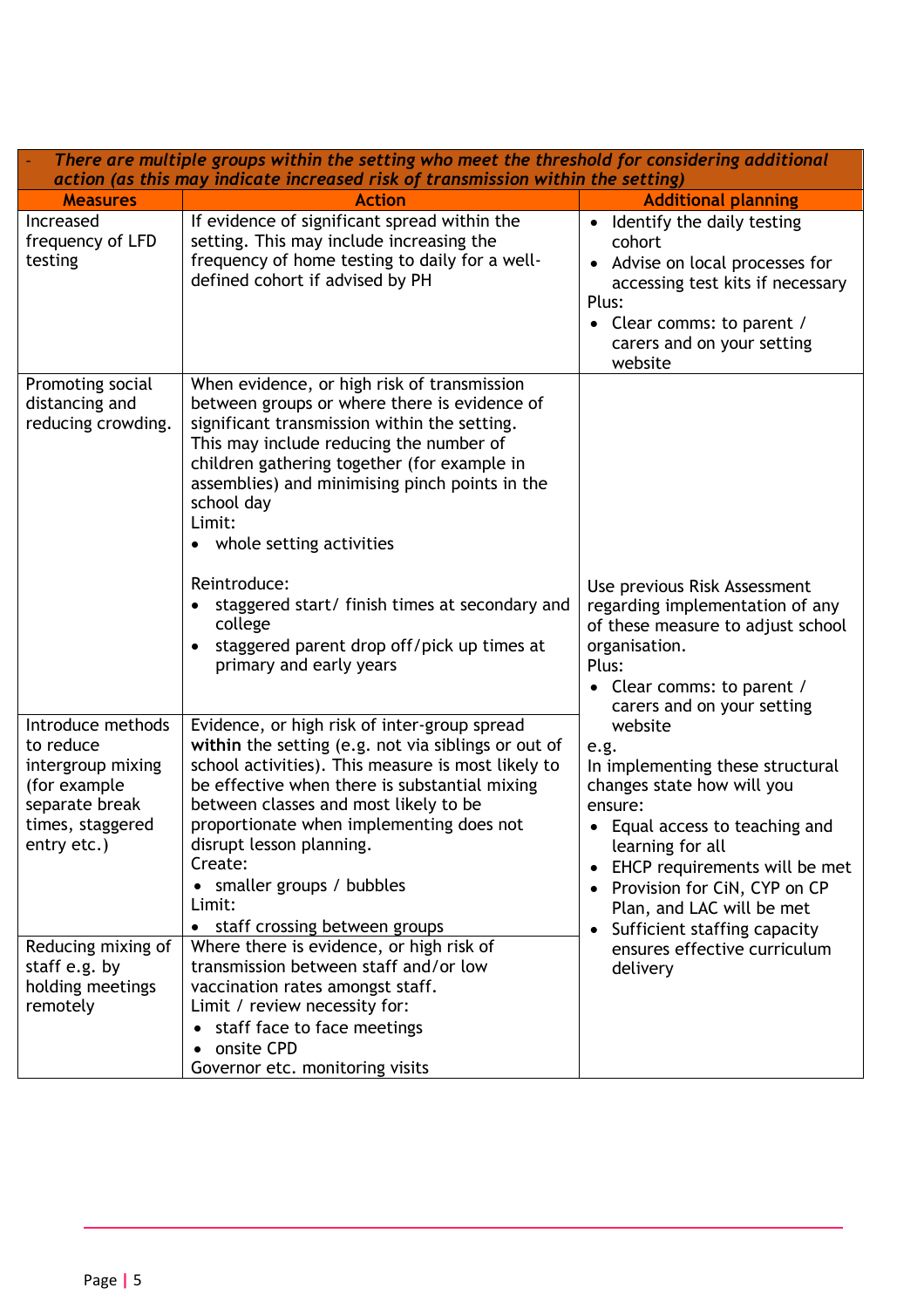| - *There are multiple groups within the setting who meet the threshold for considering additional action (as this may indicate increased risk of transmission within the setting)* | | |
|---|---|---|
| **Measures** | **Action** | **Additional planning** |
| Increased frequency of LFD testing | If evidence of significant spread within the setting. This may include increasing the frequency of home testing to daily for a well-defined cohort if advised by PH | • Identify the daily testing cohort<br>• Advise on local processes for accessing test kits if necessary<br>Plus:<br>• Clear comms: to parent / carers and on your setting website |
| Promoting social distancing and reducing crowding. | When evidence, or high risk of transmission between groups or where there is evidence of significant transmission within the setting. This may include reducing the number of children gathering together (for example in assemblies) and minimising pinch points in the school day<br>Limit:<br>• whole setting activities<br><br>Reintroduce:<br>• staggered start/ finish times at secondary and college<br>• staggered parent drop off/pick up times at primary and early years | Use previous Risk Assessment regarding implementation of any of these measure to adjust school organisation.<br>Plus:<br>• Clear comms: to parent / carers and on your setting website<br>e.g.<br>In implementing these structural changes state how will you ensure:<br>• Equal access to teaching and learning for all<br>• EHCP requirements will be met<br>• Provision for CiN, CYP on CP Plan, and LAC will be met<br>• Sufficient staffing capacity ensures effective curriculum delivery |
| Introduce methods to reduce intergroup mixing (for example separate break times, staggered entry etc.) | Evidence, or high risk of inter-group spread **within** the setting (e.g. not via siblings or out of school activities). This measure is most likely to be effective when there is substantial mixing between classes and most likely to be proportionate when implementing does not disrupt lesson planning.<br>Create:<br>• smaller groups / bubbles<br>Limit:<br>• staff crossing between groups | |
| Reducing mixing of staff e.g. by holding meetings remotely | Where there is evidence, or high risk of transmission between staff and/or low vaccination rates amongst staff.<br>Limit / review necessity for:<br>• staff face to face meetings<br>• onsite CPD<br>Governor etc. monitoring visits | |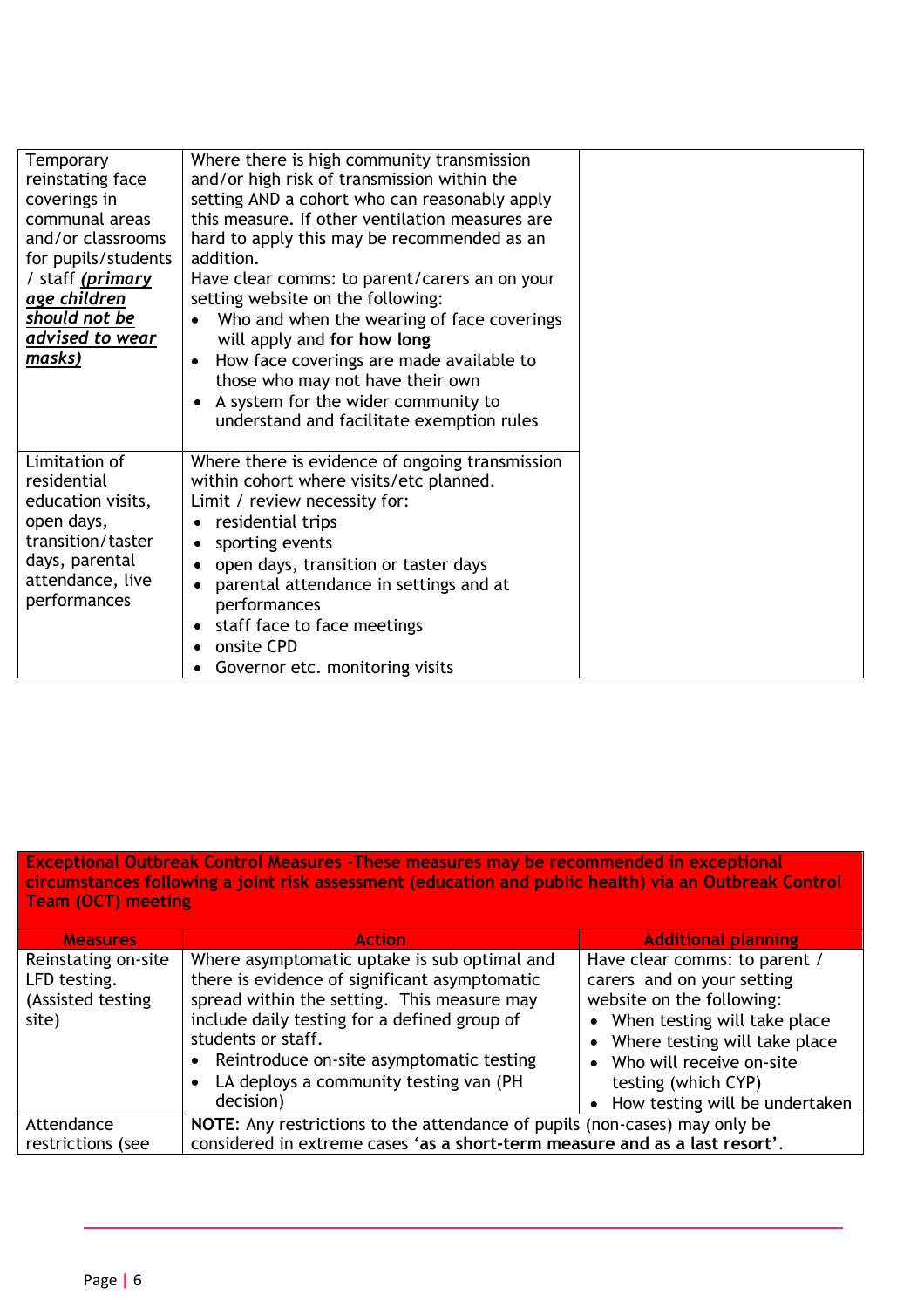| | | |
|---|---|---|
| Temporary reinstating face coverings in communal areas and/or classrooms for pupils/students / staff ***(primary age children should not be advised to wear masks)*** | Where there is high community transmission and/or high risk of transmission within the setting AND a cohort who can reasonably apply this measure. If other ventilation measures are hard to apply this may be recommended as an addition.<br>Have clear comms: to parent/carers an on your setting website on the following:<br>• Who and when the wearing of face coverings will apply and **for how long**<br>• How face coverings are made available to those who may not have their own<br>• A system for the wider community to understand and facilitate exemption rules | |
| Limitation of residential education visits, open days, transition/taster days, parental attendance, live performances | Where there is evidence of ongoing transmission within cohort where visits/etc planned.<br>Limit / review necessity for:<br>• residential trips<br>• sporting events<br>• open days, transition or taster days<br>• parental attendance in settings and at performances<br>• staff face to face meetings<br>• onsite CPD<br>• Governor etc. monitoring visits | |

| **Exceptional Outbreak Control Measures -These measures may be recommended in exceptional circumstances following a joint risk assessment (education and public health) via an Outbreak Control Team (OCT) meeting** | | |
|---|---|---|
| **Measures** | **Action** | **Additional planning** |
| Reinstating on-site LFD testing. (Assisted testing site) | Where asymptomatic uptake is sub optimal and there is evidence of significant asymptomatic spread within the setting. This measure may include daily testing for a defined group of students or staff.<br>• Reintroduce on-site asymptomatic testing<br>• LA deploys a community testing van (PH decision) | Have clear comms: to parent / carers and on your setting website on the following:<br>• When testing will take place<br>• Where testing will take place<br>• Who will receive on-site testing (which CYP)<br>• How testing will be undertaken |
| Attendance restrictions (see | **NOTE**: Any restrictions to the attendance of pupils (non-cases) may only be considered in extreme cases **'as a short-term measure and as a last resort'**. | |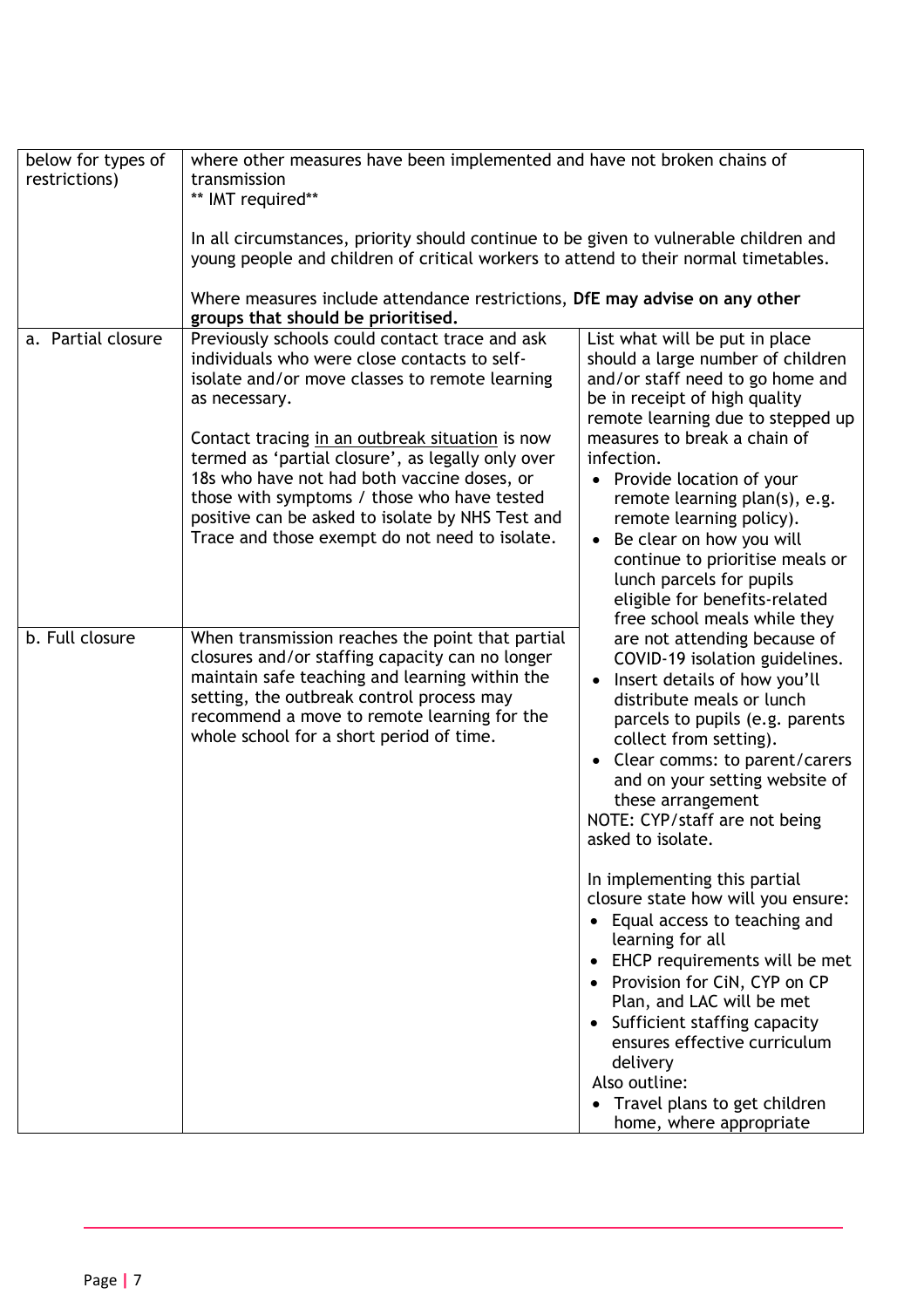| below for types of restrictions) | where other measures have been implemented and have not broken chains of transmission<br>** IMT required**<br><br>In all circumstances, priority should continue to be given to vulnerable children and young people and children of critical workers to attend to their normal timetables.<br><br>Where measures include attendance restrictions, **DfE may advise on any other groups that should be prioritised.** | |
|---|---|---|
| a. Partial closure | Previously schools could contact trace and ask individuals who were close contacts to self-isolate and/or move classes to remote learning as necessary.<br><br>Contact tracing in an outbreak situation is now termed as 'partial closure', as legally only over 18s who have not had both vaccine doses, or those with symptoms / those who have tested positive can be asked to isolate by NHS Test and Trace and those exempt do not need to isolate. | List what will be put in place should a large number of children and/or staff need to go home and be in receipt of high quality remote learning due to stepped up measures to break a chain of infection.<br>• Provide location of your remote learning plan(s), e.g. remote learning policy).<br>• Be clear on how you will continue to prioritise meals or lunch parcels for pupils eligible for benefits-related free school meals while they are not attending because of COVID-19 isolation guidelines.<br>• Insert details of how you'll distribute meals or lunch parcels to pupils (e.g. parents collect from setting).<br>• Clear comms: to parent/carers and on your setting website of these arrangement<br>NOTE: CYP/staff are not being asked to isolate.<br><br>In implementing this partial closure state how will you ensure:<br>• Equal access to teaching and learning for all<br>• EHCP requirements will be met<br>• Provision for CiN, CYP on CP Plan, and LAC will be met<br>• Sufficient staffing capacity ensures effective curriculum delivery<br>Also outline:<br>• Travel plans to get children home, where appropriate |
| b. Full closure | When transmission reaches the point that partial closures and/or staffing capacity can no longer maintain safe teaching and learning within the setting, the outbreak control process may recommend a move to remote learning for the whole school for a short period of time. | |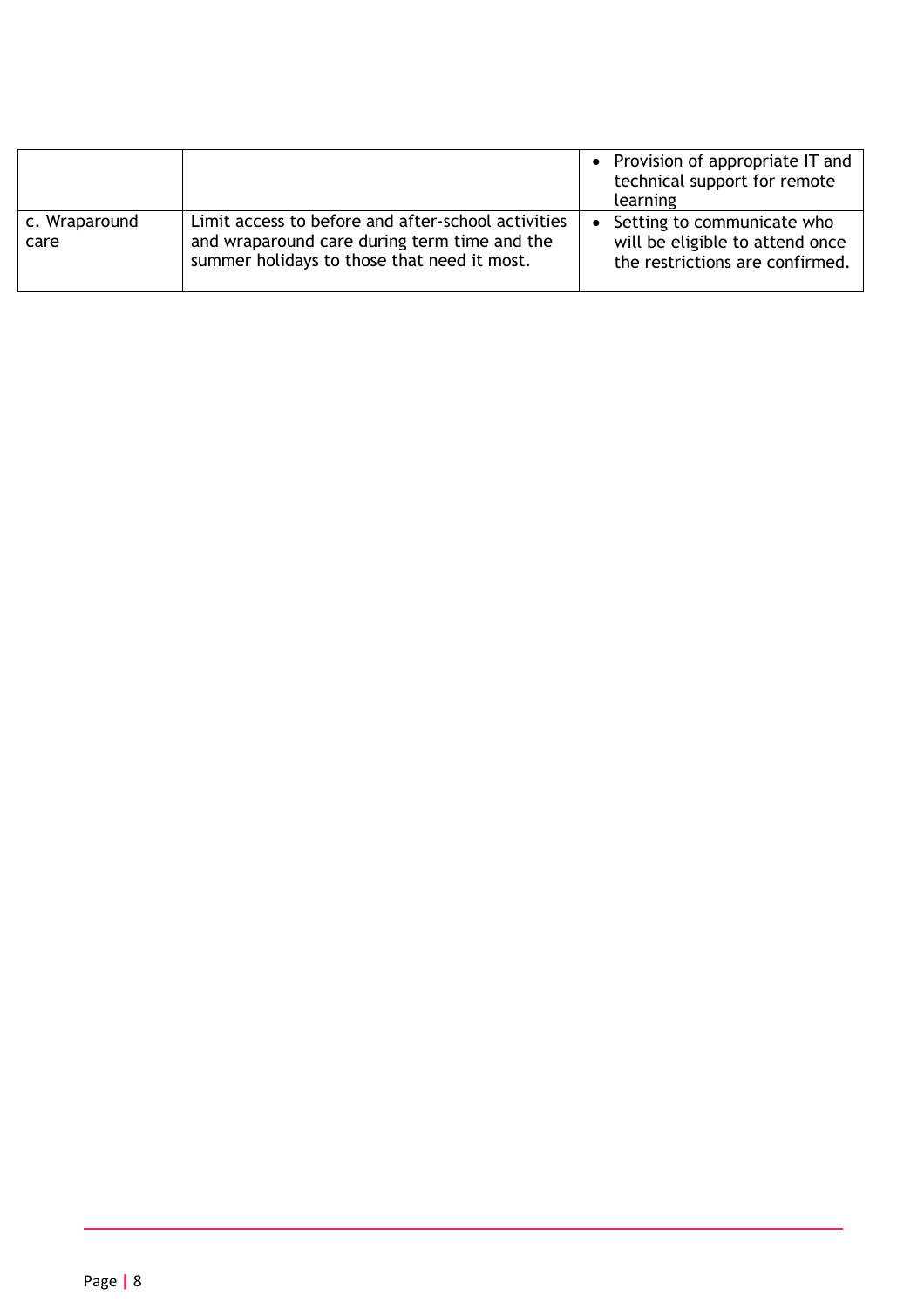| | | |
|---|---|---|
| | | • Provision of appropriate IT and technical support for remote learning |
| c. Wraparound care | Limit access to before and after-school activities and wraparound care during term time and the summer holidays to those that need it most. | • Setting to communicate who will be eligible to attend once the restrictions are confirmed. |